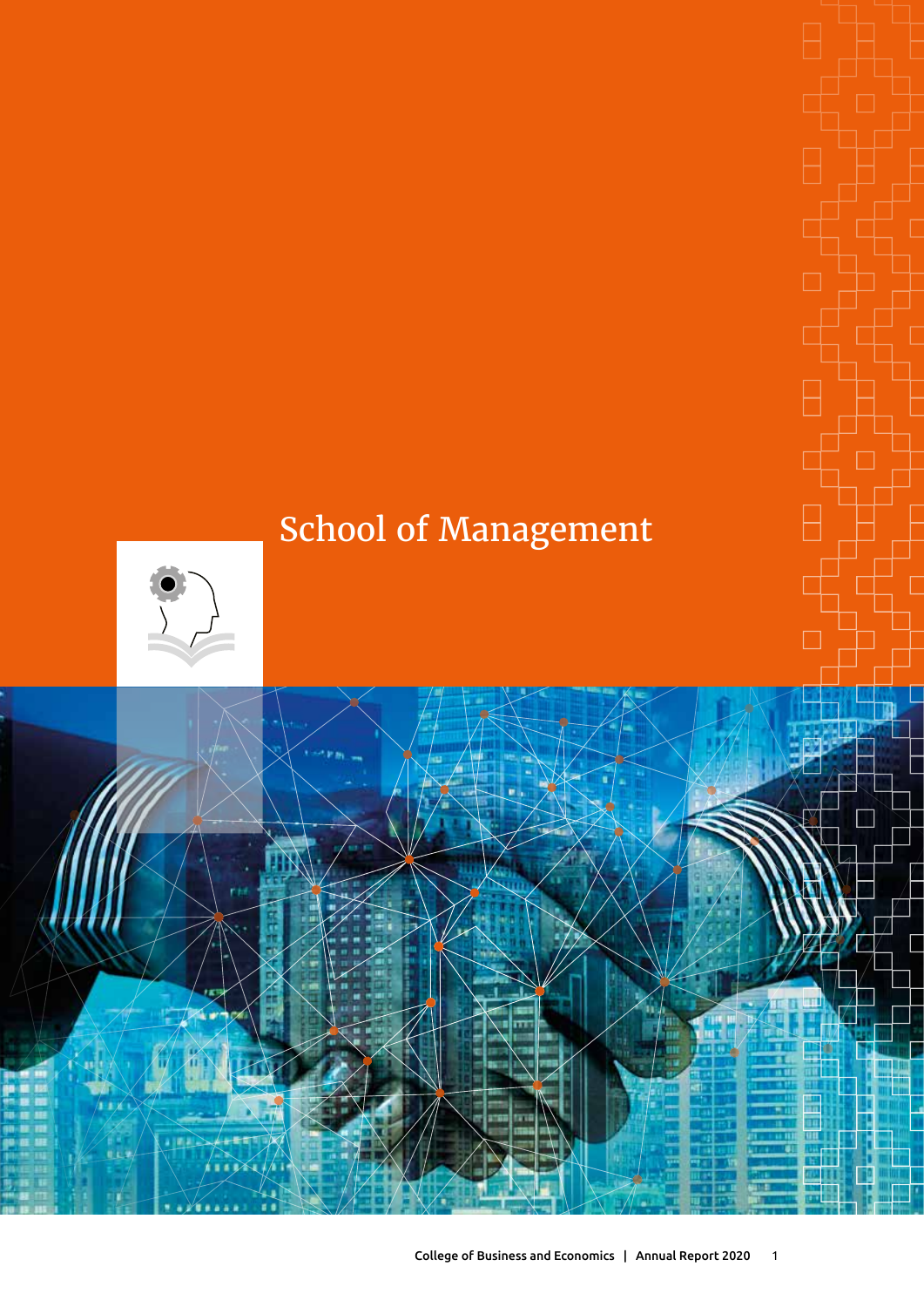# School of Management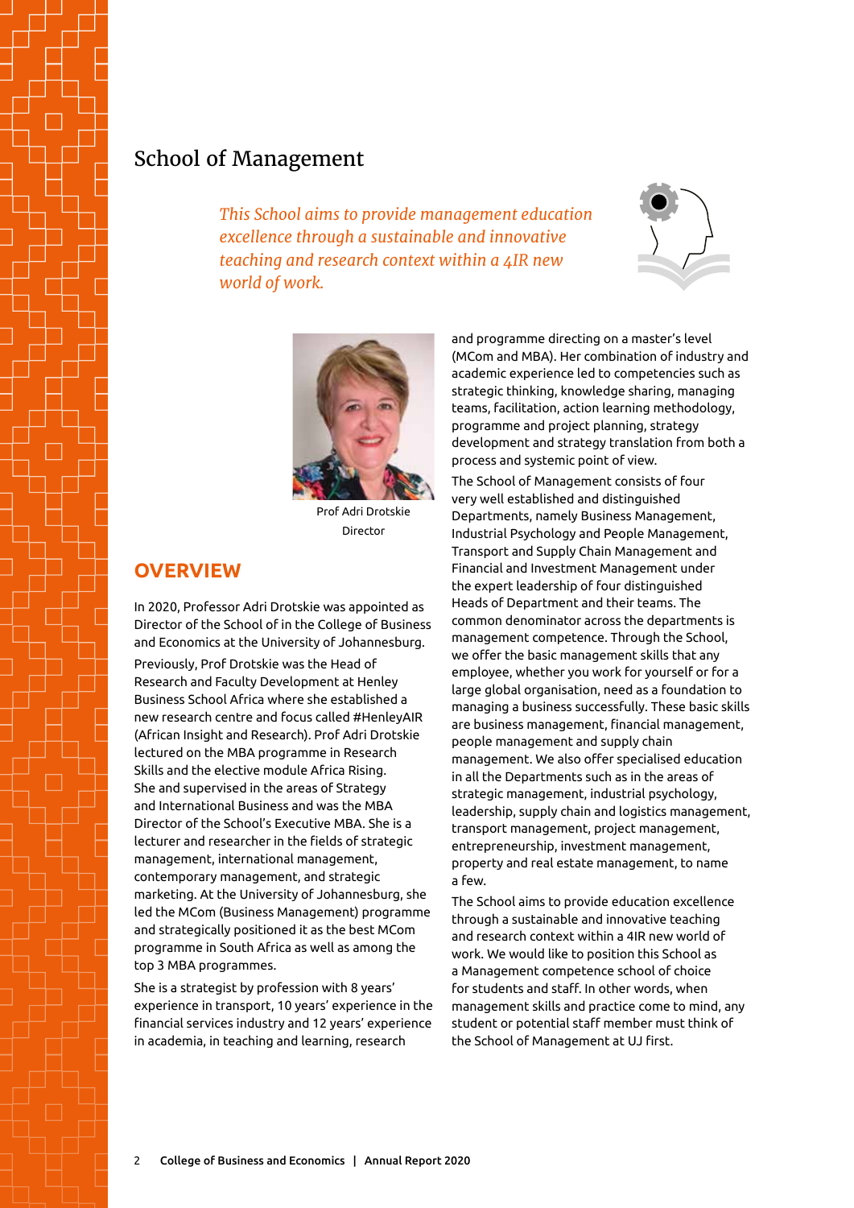# School of Management

*This School aims to provide management education excellence through a sustainable and innovative teaching and research context within a 4IR new world of work.*

Prof Adri Drotskie
Director

## OVERVIEW

In 2020, Professor Adri Drotskie was appointed as Director of the School of in the College of Business and Economics at the University of Johannesburg.

Previously, Prof Drotskie was the Head of Research and Faculty Development at Henley Business School Africa where she established a new research centre and focus called #HenleyAIR (African Insight and Research). Prof Adri Drotskie lectured on the MBA programme in Research Skills and the elective module Africa Rising. She and supervised in the areas of Strategy and International Business and was the MBA Director of the School's Executive MBA. She is a lecturer and researcher in the fields of strategic management, international management, contemporary management, and strategic marketing. At the University of Johannesburg, she led the MCom (Business Management) programme and strategically positioned it as the best MCom programme in South Africa as well as among the top 3 MBA programmes.

She is a strategist by profession with 8 years' experience in transport, 10 years' experience in the financial services industry and 12 years' experience in academia, in teaching and learning, research and programme directing on a master's level (MCom and MBA). Her combination of industry and academic experience led to competencies such as strategic thinking, knowledge sharing, managing teams, facilitation, action learning methodology, programme and project planning, strategy development and strategy translation from both a process and systemic point of view.

The School of Management consists of four very well established and distinguished Departments, namely Business Management, Industrial Psychology and People Management, Transport and Supply Chain Management and Financial and Investment Management under the expert leadership of four distinguished Heads of Department and their teams. The common denominator across the departments is management competence. Through the School, we offer the basic management skills that any employee, whether you work for yourself or for a large global organisation, need as a foundation to managing a business successfully. These basic skills are business management, financial management, people management and supply chain management. We also offer specialised education in all the Departments such as in the areas of strategic management, industrial psychology, leadership, supply chain and logistics management, transport management, project management, entrepreneurship, investment management, property and real estate management, to name a few.

The School aims to provide education excellence through a sustainable and innovative teaching and research context within a 4IR new world of work. We would like to position this School as a Management competence school of choice for students and staff. In other words, when management skills and practice come to mind, any student or potential staff member must think of the School of Management at UJ first.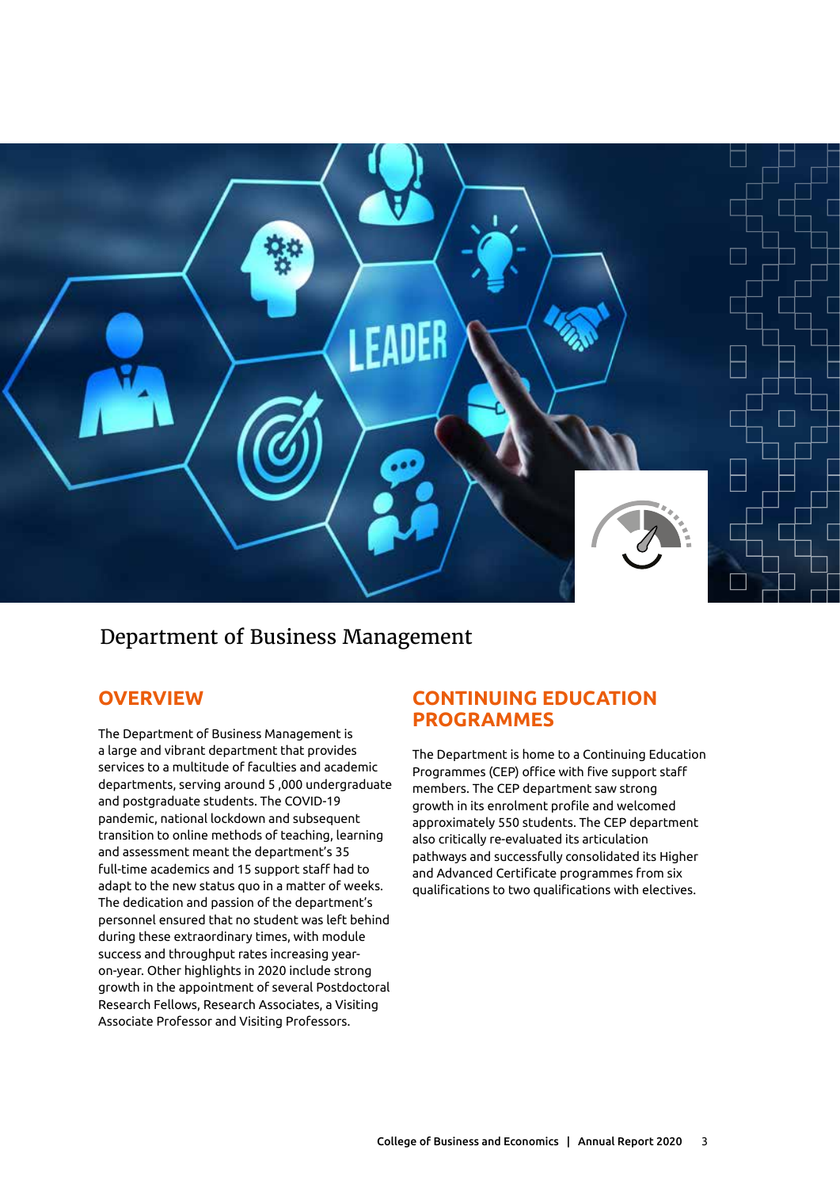# Department of Business Management

## OVERVIEW

The Department of Business Management is a large and vibrant department that provides services to a multitude of faculties and academic departments, serving around 5 ,000 undergraduate and postgraduate students. The COVID-19 pandemic, national lockdown and subsequent transition to online methods of teaching, learning and assessment meant the department's 35 full-time academics and 15 support staff had to adapt to the new status quo in a matter of weeks. The dedication and passion of the department's personnel ensured that no student was left behind during these extraordinary times, with module success and throughput rates increasing year-on-year. Other highlights in 2020 include strong growth in the appointment of several Postdoctoral Research Fellows, Research Associates, a Visiting Associate Professor and Visiting Professors.

## CONTINUING EDUCATION PROGRAMMES

The Department is home to a Continuing Education Programmes (CEP) office with five support staff members. The CEP department saw strong growth in its enrolment profile and welcomed approximately 550 students. The CEP department also critically re-evaluated its articulation pathways and successfully consolidated its Higher and Advanced Certificate programmes from six qualifications to two qualifications with electives.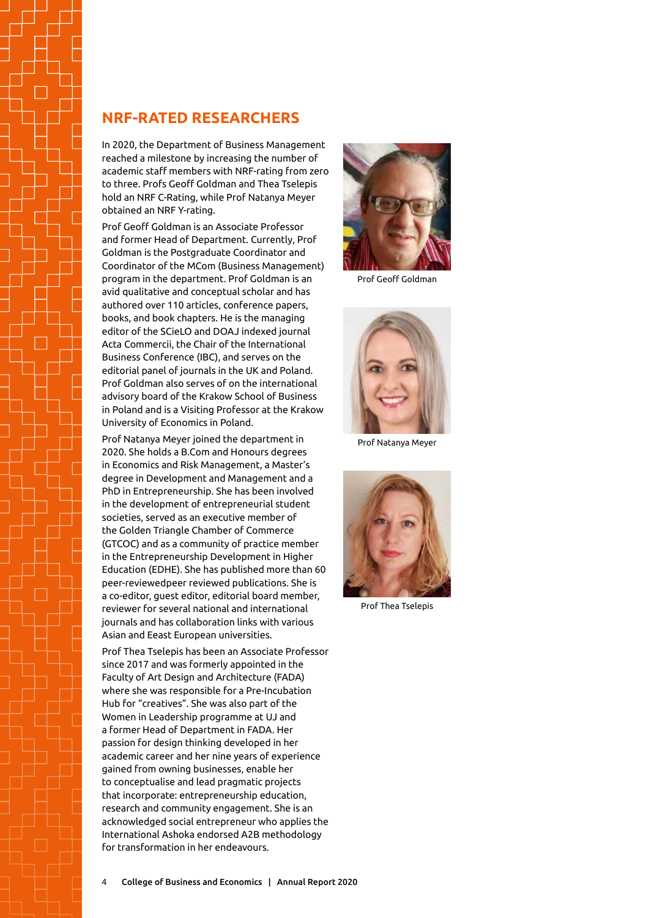## NRF-RATED RESEARCHERS

In 2020, the Department of Business Management reached a milestone by increasing the number of academic staff members with NRF-rating from zero to three. Profs Geoff Goldman and Thea Tselepis hold an NRF C-Rating, while Prof Natanya Meyer obtained an NRF Y-rating.

Prof Geoff Goldman is an Associate Professor and former Head of Department. Currently, Prof Goldman is the Postgraduate Coordinator and Coordinator of the MCom (Business Management) program in the department. Prof Goldman is an avid qualitative and conceptual scholar and has authored over 110 articles, conference papers, books, and book chapters. He is the managing editor of the SCieLO and DOAJ indexed journal Acta Commercii, the Chair of the International Business Conference (IBC), and serves on the editorial panel of journals in the UK and Poland. Prof Goldman also serves of on the international advisory board of the Krakow School of Business in Poland and is a Visiting Professor at the Krakow University of Economics in Poland.

Prof Natanya Meyer joined the department in 2020. She holds a B.Com and Honours degrees in Economics and Risk Management, a Master's degree in Development and Management and a PhD in Entrepreneurship. She has been involved in the development of entrepreneurial student societies, served as an executive member of the Golden Triangle Chamber of Commerce (GTCOC) and as a community of practice member in the Entrepreneurship Development in Higher Education (EDHE). She has published more than 60 peer-reviewedpeer reviewed publications. She is a co-editor, guest editor, editorial board member, reviewer for several national and international journals and has collaboration links with various Asian and Eeast European universities.

Prof Thea Tselepis has been an Associate Professor since 2017 and was formerly appointed in the Faculty of Art Design and Architecture (FADA) where she was responsible for a Pre-Incubation Hub for "creatives". She was also part of the Women in Leadership programme at UJ and a former Head of Department in FADA. Her passion for design thinking developed in her academic career and her nine years of experience gained from owning businesses, enable her to conceptualise and lead pragmatic projects that incorporate: entrepreneurship education, research and community engagement. She is an acknowledged social entrepreneur who applies the International Ashoka endorsed A2B methodology for transformation in her endeavours.

Prof Geoff Goldman

Prof Natanya Meyer

Prof Thea Tselepis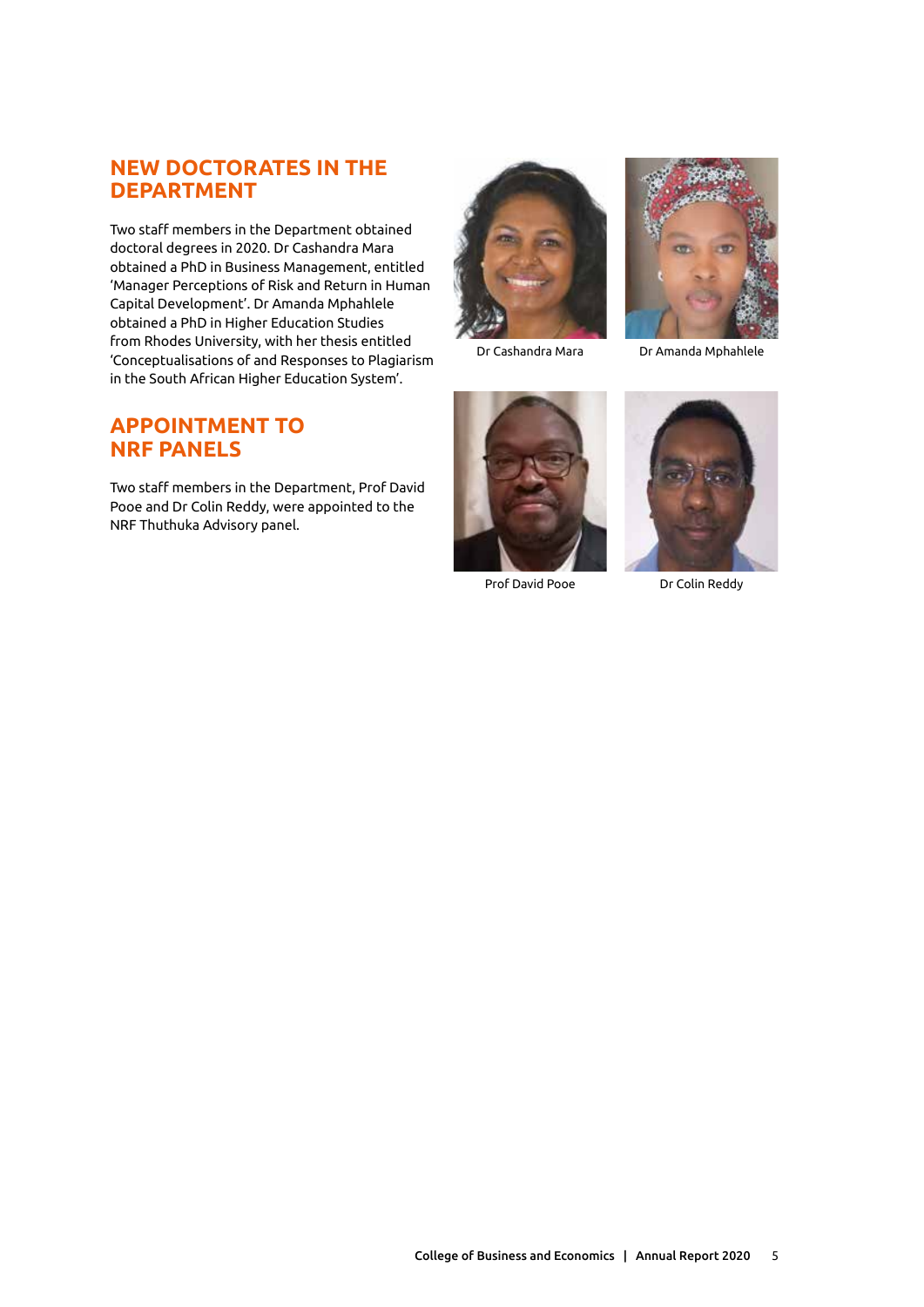## NEW DOCTORATES IN THE DEPARTMENT

Two staff members in the Department obtained doctoral degrees in 2020. Dr Cashandra Mara obtained a PhD in Business Management, entitled 'Manager Perceptions of Risk and Return in Human Capital Development'. Dr Amanda Mphahlele obtained a PhD in Higher Education Studies from Rhodes University, with her thesis entitled 'Conceptualisations of and Responses to Plagiarism in the South African Higher Education System'.

Dr Cashandra Mara

Dr Amanda Mphahlele

## APPOINTMENT TO NRF PANELS

Two staff members in the Department, Prof David Pooe and Dr Colin Reddy, were appointed to the NRF Thuthuka Advisory panel.

Prof David Pooe

Dr Colin Reddy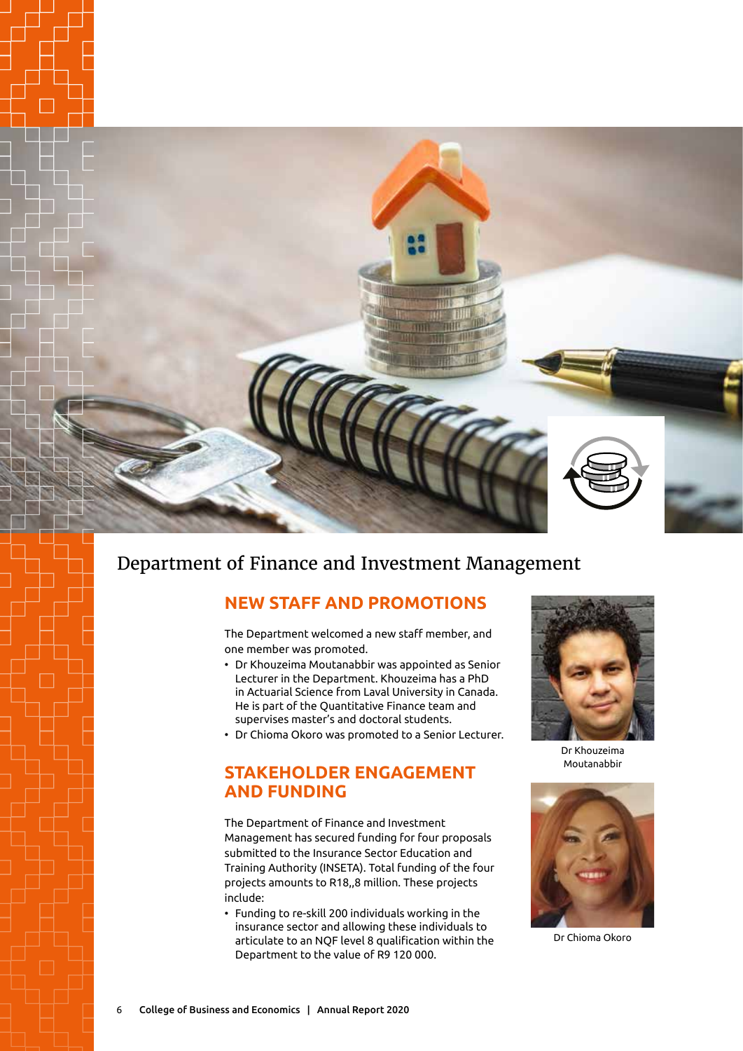# Department of Finance and Investment Management

## NEW STAFF AND PROMOTIONS

The Department welcomed a new staff member, and one member was promoted.

- Dr Khouzeima Moutanabbir was appointed as Senior Lecturer in the Department. Khouzeima has a PhD in Actuarial Science from Laval University in Canada. He is part of the Quantitative Finance team and supervises master's and doctoral students.
- Dr Chioma Okoro was promoted to a Senior Lecturer.

Dr Khouzeima Moutanabbir

Dr Chioma Okoro

## STAKEHOLDER ENGAGEMENT AND FUNDING

The Department of Finance and Investment Management has secured funding for four proposals submitted to the Insurance Sector Education and Training Authority (INSETA). Total funding of the four projects amounts to R18,,8 million. These projects include:

- Funding to re-skill 200 individuals working in the insurance sector and allowing these individuals to articulate to an NQF level 8 qualification within the Department to the value of R9 120 000.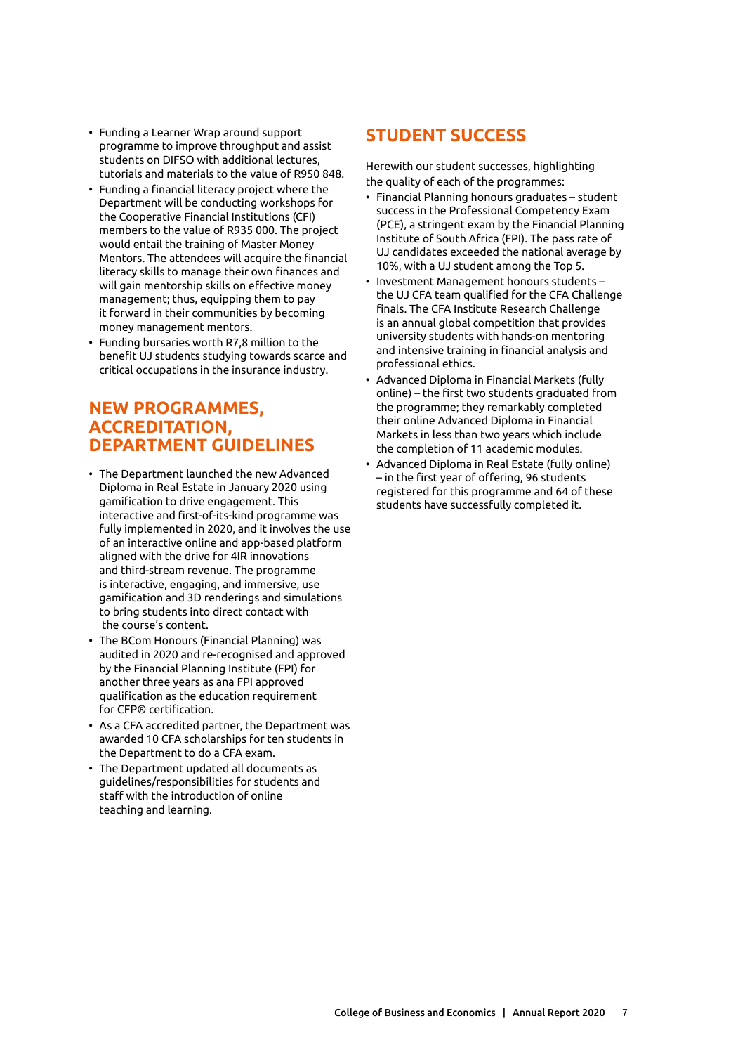- Funding a Learner Wrap around support programme to improve throughput and assist students on DIFSO with additional lectures, tutorials and materials to the value of R950 848.
- Funding a financial literacy project where the Department will be conducting workshops for the Cooperative Financial Institutions (CFI) members to the value of R935 000. The project would entail the training of Master Money Mentors. The attendees will acquire the financial literacy skills to manage their own finances and will gain mentorship skills on effective money management; thus, equipping them to pay it forward in their communities by becoming money management mentors.
- Funding bursaries worth R7,8 million to the benefit UJ students studying towards scarce and critical occupations in the insurance industry.

## NEW PROGRAMMES, ACCREDITATION, DEPARTMENT GUIDELINES

- The Department launched the new Advanced Diploma in Real Estate in January 2020 using gamification to drive engagement. This interactive and first-of-its-kind programme was fully implemented in 2020, and it involves the use of an interactive online and app-based platform aligned with the drive for 4IR innovations and third-stream revenue. The programme is interactive, engaging, and immersive, use gamification and 3D renderings and simulations to bring students into direct contact with the course's content.
- The BCom Honours (Financial Planning) was audited in 2020 and re-recognised and approved by the Financial Planning Institute (FPI) for another three years as ana FPI approved qualification as the education requirement for CFP® certification.
- As a CFA accredited partner, the Department was awarded 10 CFA scholarships for ten students in the Department to do a CFA exam.
- The Department updated all documents as guidelines/responsibilities for students and staff with the introduction of online teaching and learning.

## STUDENT SUCCESS

Herewith our student successes, highlighting the quality of each of the programmes:

- Financial Planning honours graduates – student success in the Professional Competency Exam (PCE), a stringent exam by the Financial Planning Institute of South Africa (FPI). The pass rate of UJ candidates exceeded the national average by 10%, with a UJ student among the Top 5.
- Investment Management honours students – the UJ CFA team qualified for the CFA Challenge finals. The CFA Institute Research Challenge is an annual global competition that provides university students with hands-on mentoring and intensive training in financial analysis and professional ethics.
- Advanced Diploma in Financial Markets (fully online) – the first two students graduated from the programme; they remarkably completed their online Advanced Diploma in Financial Markets in less than two years which include the completion of 11 academic modules.
- Advanced Diploma in Real Estate (fully online) – in the first year of offering, 96 students registered for this programme and 64 of these students have successfully completed it.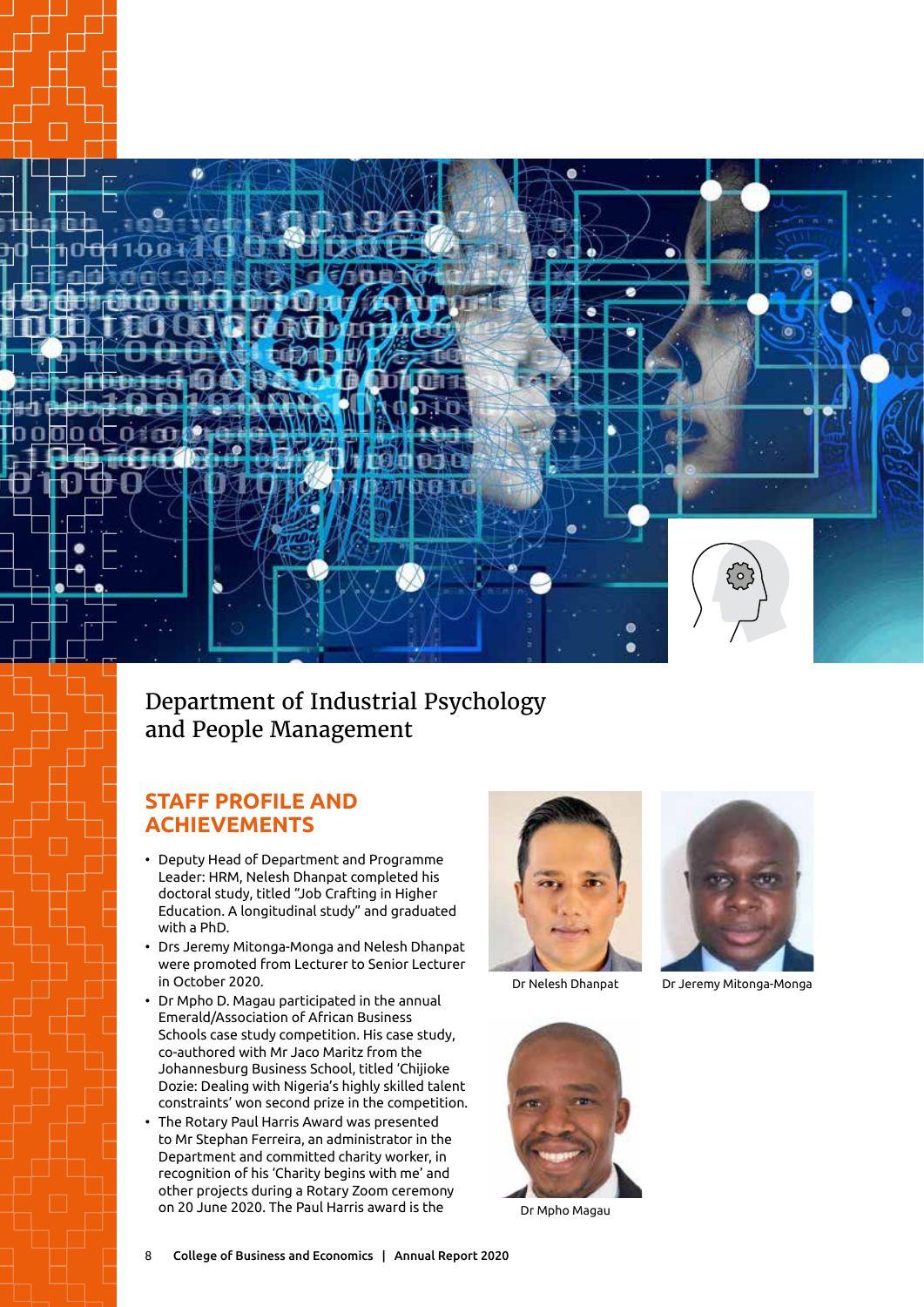# Department of Industrial Psychology and People Management

## STAFF PROFILE AND ACHIEVEMENTS

- Deputy Head of Department and Programme Leader: HRM, Nelesh Dhanpat completed his doctoral study, titled "Job Crafting in Higher Education. A longitudinal study" and graduated with a PhD.
- Drs Jeremy Mitonga-Monga and Nelesh Dhanpat were promoted from Lecturer to Senior Lecturer in October 2020.
- Dr Mpho D. Magau participated in the annual Emerald/Association of African Business Schools case study competition. His case study, co-authored with Mr Jaco Maritz from the Johannesburg Business School, titled 'Chijioke Dozie: Dealing with Nigeria's highly skilled talent constraints' won second prize in the competition.
- The Rotary Paul Harris Award was presented to Mr Stephan Ferreira, an administrator in the Department and committed charity worker, in recognition of his 'Charity begins with me' and other projects during a Rotary Zoom ceremony on 20 June 2020. The Paul Harris award is the

Dr Nelesh Dhanpat

Dr Jeremy Mitonga-Monga

Dr Mpho Magau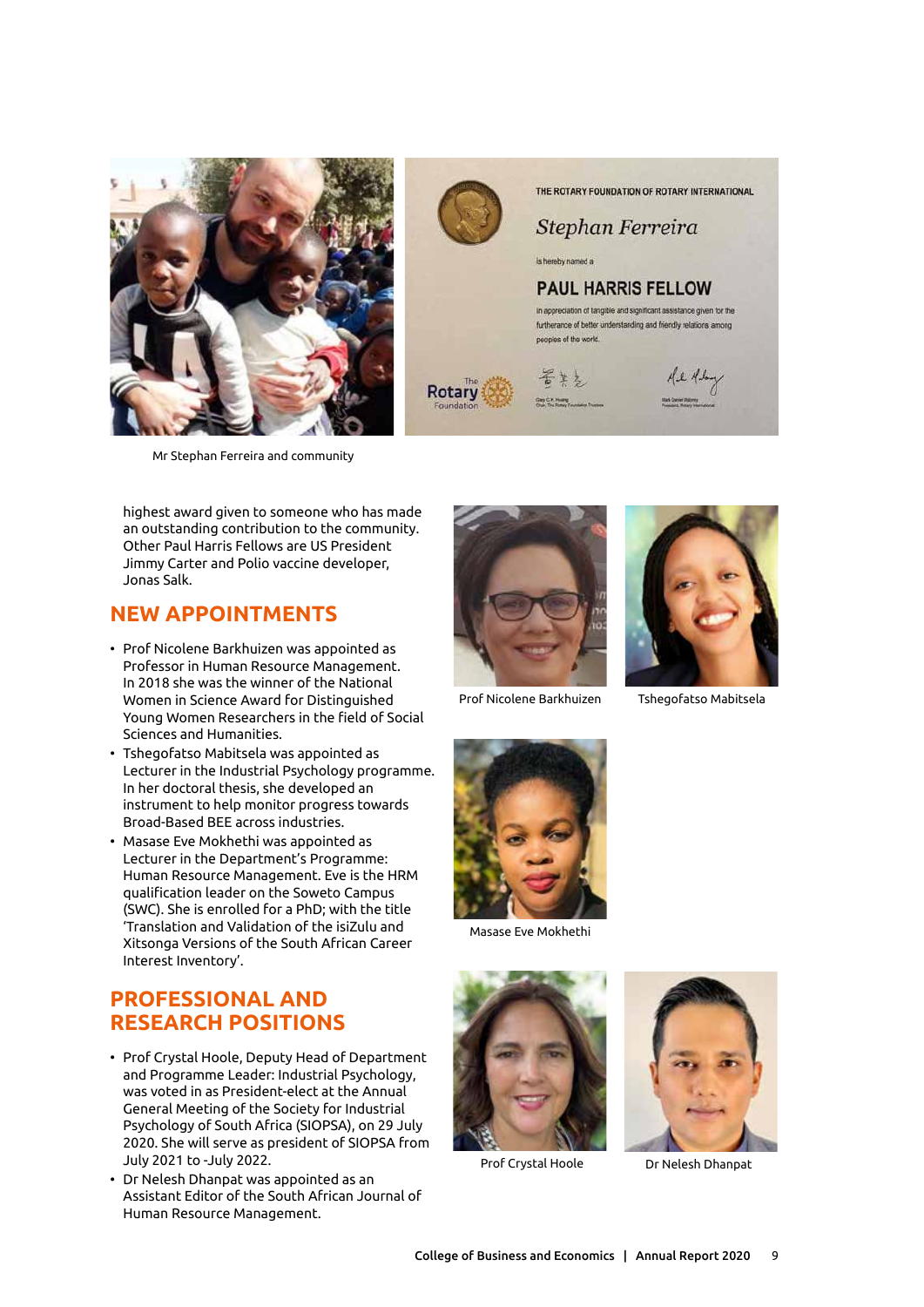Mr Stephan Ferreira and community

highest award given to someone who has made an outstanding contribution to the community. Other Paul Harris Fellows are US President Jimmy Carter and Polio vaccine developer, Jonas Salk.

## NEW APPOINTMENTS

- Prof Nicolene Barkhuizen was appointed as Professor in Human Resource Management. In 2018 she was the winner of the National Women in Science Award for Distinguished Young Women Researchers in the field of Social Sciences and Humanities.
- Tshegofatso Mabitsela was appointed as Lecturer in the Industrial Psychology programme. In her doctoral thesis, she developed an instrument to help monitor progress towards Broad-Based BEE across industries.
- Masase Eve Mokhethi was appointed as Lecturer in the Department's Programme: Human Resource Management. Eve is the HRM qualification leader on the Soweto Campus (SWC). She is enrolled for a PhD; with the title 'Translation and Validation of the isiZulu and Xitsonga Versions of the South African Career Interest Inventory'.

Prof Nicolene Barkhuizen

Tshegofatso Mabitsela

Masase Eve Mokhethi

## PROFESSIONAL AND RESEARCH POSITIONS

- Prof Crystal Hoole, Deputy Head of Department and Programme Leader: Industrial Psychology, was voted in as President-elect at the Annual General Meeting of the Society for Industrial Psychology of South Africa (SIOPSA), on 29 July 2020. She will serve as president of SIOPSA from July 2021 to -July 2022.
- Dr Nelesh Dhanpat was appointed as an Assistant Editor of the South African Journal of Human Resource Management.

Prof Crystal Hoole

Dr Nelesh Dhanpat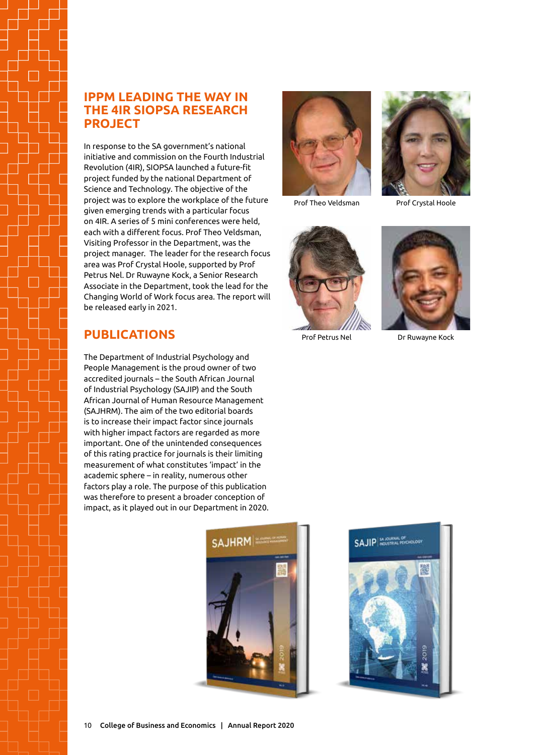## IPPM LEADING THE WAY IN THE 4IR SIOPSA RESEARCH PROJECT

In response to the SA government's national initiative and commission on the Fourth Industrial Revolution (4IR), SIOPSA launched a future-fit project funded by the national Department of Science and Technology. The objective of the project was to explore the workplace of the future given emerging trends with a particular focus on 4IR. A series of 5 mini conferences were held, each with a different focus. Prof Theo Veldsman, Visiting Professor in the Department, was the project manager. The leader for the research focus area was Prof Crystal Hoole, supported by Prof Petrus Nel. Dr Ruwayne Kock, a Senior Research Associate in the Department, took the lead for the Changing World of Work focus area. The report will be released early in 2021.

Prof Theo Veldsman

Prof Crystal Hoole

Prof Petrus Nel

Dr Ruwayne Kock

## PUBLICATIONS

The Department of Industrial Psychology and People Management is the proud owner of two accredited journals – the South African Journal of Industrial Psychology (SAJIP) and the South African Journal of Human Resource Management (SAJHRM). The aim of the two editorial boards is to increase their impact factor since journals with higher impact factors are regarded as more important. One of the unintended consequences of this rating practice for journals is their limiting measurement of what constitutes 'impact' in the academic sphere – in reality, numerous other factors play a role. The purpose of this publication was therefore to present a broader conception of impact, as it played out in our Department in 2020.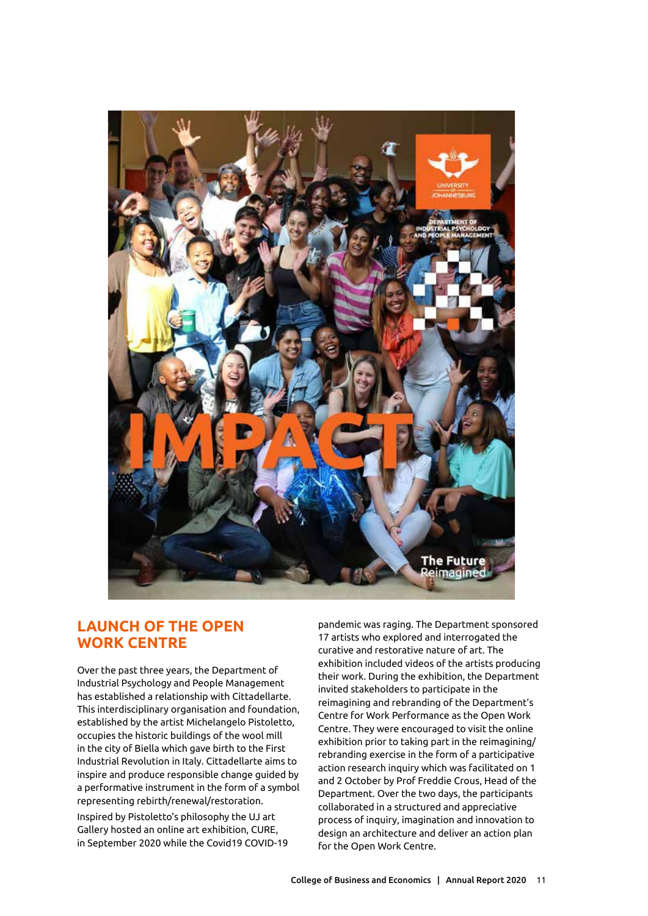## LAUNCH OF THE OPEN WORK CENTRE

Over the past three years, the Department of Industrial Psychology and People Management has established a relationship with Cittadellarte. This interdisciplinary organisation and foundation, established by the artist Michelangelo Pistoletto, occupies the historic buildings of the wool mill in the city of Biella which gave birth to the First Industrial Revolution in Italy. Cittadellarte aims to inspire and produce responsible change guided by a performative instrument in the form of a symbol representing rebirth/renewal/restoration.

Inspired by Pistoletto's philosophy the UJ art Gallery hosted an online art exhibition, CURE, in September 2020 while the Covid19 COVID-19 pandemic was raging. The Department sponsored 17 artists who explored and interrogated the curative and restorative nature of art. The exhibition included videos of the artists producing their work. During the exhibition, the Department invited stakeholders to participate in the reimagining and rebranding of the Department's Centre for Work Performance as the Open Work Centre. They were encouraged to visit the online exhibition prior to taking part in the reimagining/rebranding exercise in the form of a participative action research inquiry which was facilitated on 1 and 2 October by Prof Freddie Crous, Head of the Department. Over the two days, the participants collaborated in a structured and appreciative process of inquiry, imagination and innovation to design an architecture and deliver an action plan for the Open Work Centre.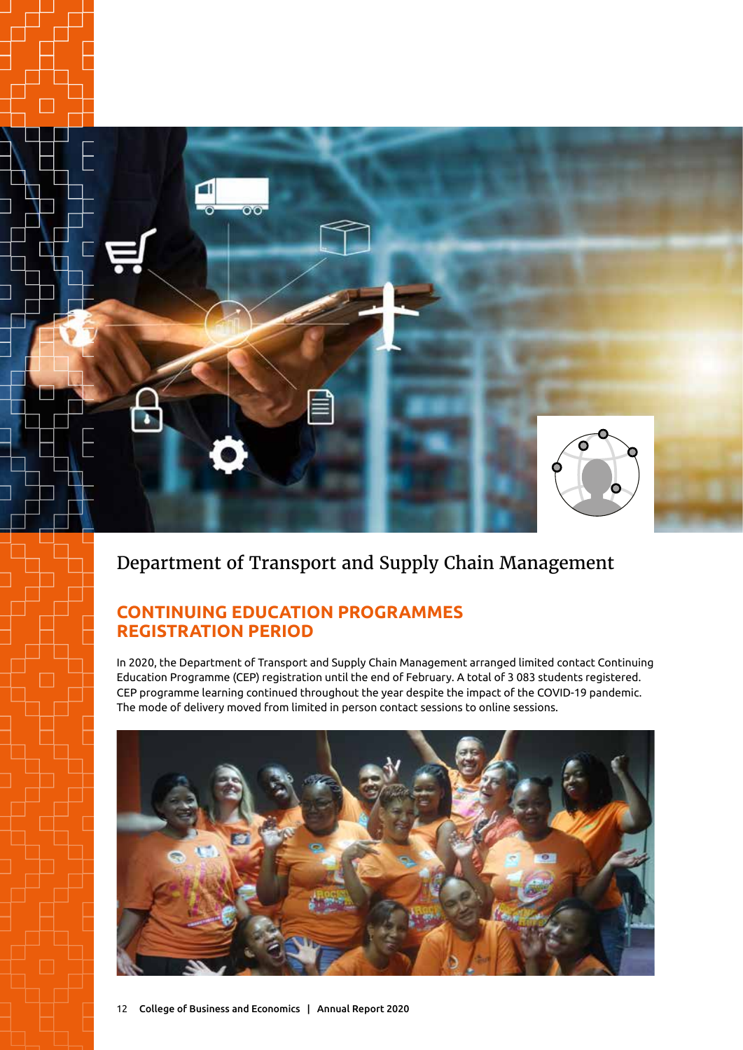# Department of Transport and Supply Chain Management

## CONTINUING EDUCATION PROGRAMMES REGISTRATION PERIOD

In 2020, the Department of Transport and Supply Chain Management arranged limited contact Continuing Education Programme (CEP) registration until the end of February. A total of 3 083 students registered. CEP programme learning continued throughout the year despite the impact of the COVID-19 pandemic. The mode of delivery moved from limited in person contact sessions to online sessions.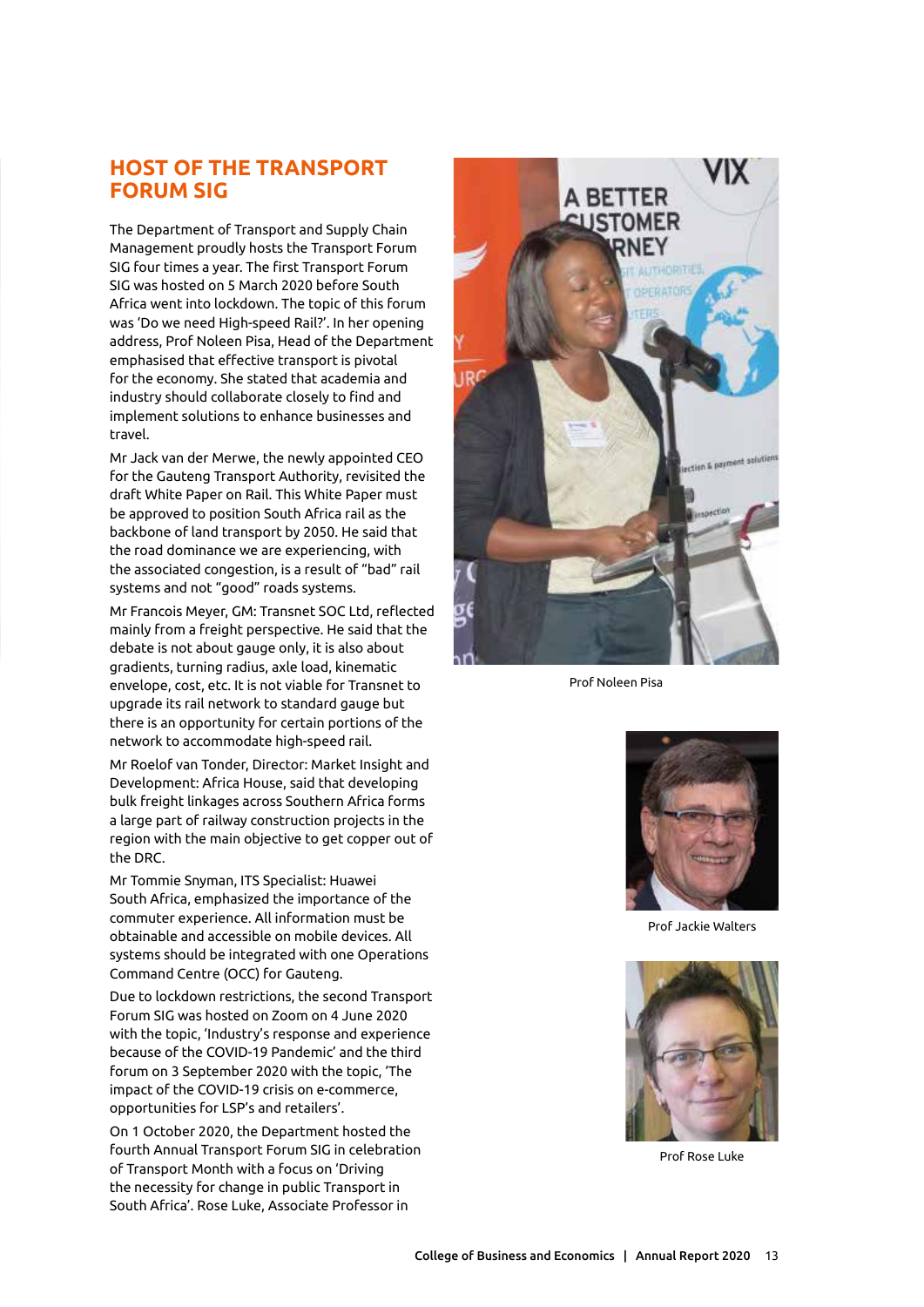## HOST OF THE TRANSPORT FORUM SIG

The Department of Transport and Supply Chain Management proudly hosts the Transport Forum SIG four times a year. The first Transport Forum SIG was hosted on 5 March 2020 before South Africa went into lockdown. The topic of this forum was 'Do we need High-speed Rail?'. In her opening address, Prof Noleen Pisa, Head of the Department emphasised that effective transport is pivotal for the economy. She stated that academia and industry should collaborate closely to find and implement solutions to enhance businesses and travel.

Mr Jack van der Merwe, the newly appointed CEO for the Gauteng Transport Authority, revisited the draft White Paper on Rail. This White Paper must be approved to position South Africa rail as the backbone of land transport by 2050. He said that the road dominance we are experiencing, with the associated congestion, is a result of "bad" rail systems and not "good" roads systems.

Mr Francois Meyer, GM: Transnet SOC Ltd, reflected mainly from a freight perspective. He said that the debate is not about gauge only, it is also about gradients, turning radius, axle load, kinematic envelope, cost, etc. It is not viable for Transnet to upgrade its rail network to standard gauge but there is an opportunity for certain portions of the network to accommodate high-speed rail.

Mr Roelof van Tonder, Director: Market Insight and Development: Africa House, said that developing bulk freight linkages across Southern Africa forms a large part of railway construction projects in the region with the main objective to get copper out of the DRC.

Mr Tommie Snyman, ITS Specialist: Huawei South Africa, emphasized the importance of the commuter experience. All information must be obtainable and accessible on mobile devices. All systems should be integrated with one Operations Command Centre (OCC) for Gauteng.

Due to lockdown restrictions, the second Transport Forum SIG was hosted on Zoom on 4 June 2020 with the topic, 'Industry's response and experience because of the COVID-19 Pandemic' and the third forum on 3 September 2020 with the topic, 'The impact of the COVID-19 crisis on e-commerce, opportunities for LSP's and retailers'.

On 1 October 2020, the Department hosted the fourth Annual Transport Forum SIG in celebration of Transport Month with a focus on 'Driving the necessity for change in public Transport in South Africa'. Rose Luke, Associate Professor in

Prof Noleen Pisa

Prof Jackie Walters

Prof Rose Luke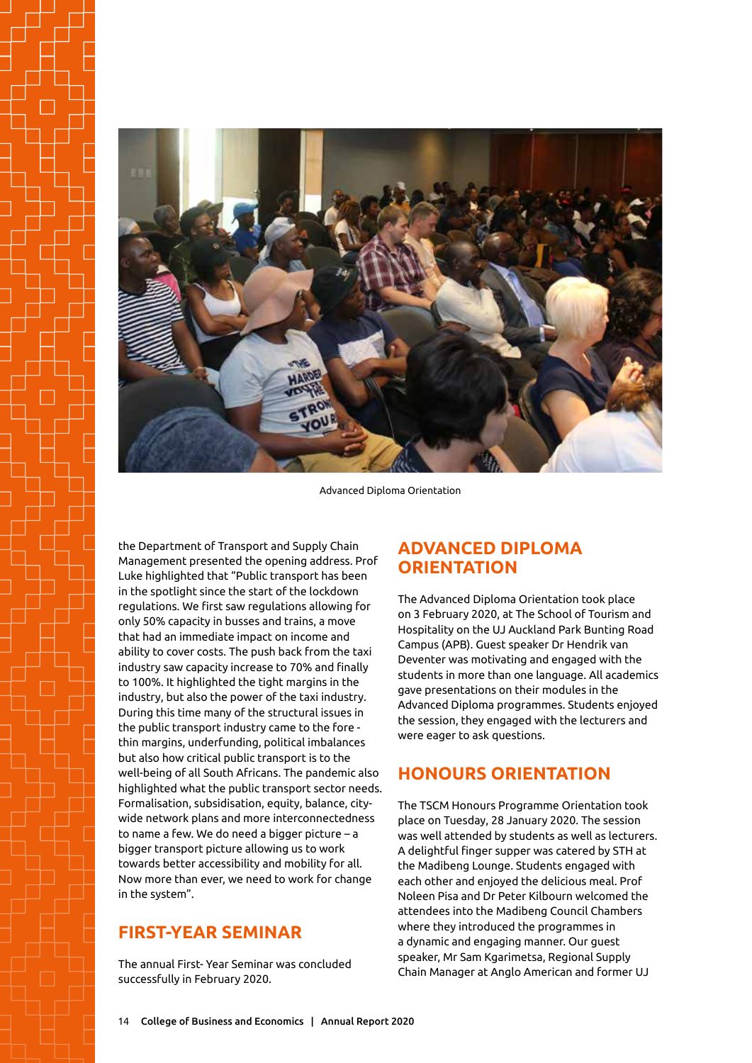Advanced Diploma Orientation

the Department of Transport and Supply Chain Management presented the opening address. Prof Luke highlighted that "Public transport has been in the spotlight since the start of the lockdown regulations. We first saw regulations allowing for only 50% capacity in busses and trains, a move that had an immediate impact on income and ability to cover costs. The push back from the taxi industry saw capacity increase to 70% and finally to 100%. It highlighted the tight margins in the industry, but also the power of the taxi industry. During this time many of the structural issues in the public transport industry came to the fore - thin margins, underfunding, political imbalances but also how critical public transport is to the well-being of all South Africans. The pandemic also highlighted what the public transport sector needs. Formalisation, subsidisation, equity, balance, city-wide network plans and more interconnectedness to name a few. We do need a bigger picture – a bigger transport picture allowing us to work towards better accessibility and mobility for all. Now more than ever, we need to work for change in the system".

## FIRST-YEAR SEMINAR

The annual First- Year Seminar was concluded successfully in February 2020.

## ADVANCED DIPLOMA ORIENTATION

The Advanced Diploma Orientation took place on 3 February 2020, at The School of Tourism and Hospitality on the UJ Auckland Park Bunting Road Campus (APB). Guest speaker Dr Hendrik van Deventer was motivating and engaged with the students in more than one language. All academics gave presentations on their modules in the Advanced Diploma programmes. Students enjoyed the session, they engaged with the lecturers and were eager to ask questions.

## HONOURS ORIENTATION

The TSCM Honours Programme Orientation took place on Tuesday, 28 January 2020. The session was well attended by students as well as lecturers. A delightful finger supper was catered by STH at the Madibeng Lounge. Students engaged with each other and enjoyed the delicious meal. Prof Noleen Pisa and Dr Peter Kilbourn welcomed the attendees into the Madibeng Council Chambers where they introduced the programmes in a dynamic and engaging manner. Our guest speaker, Mr Sam Kgarimetsa, Regional Supply Chain Manager at Anglo American and former UJ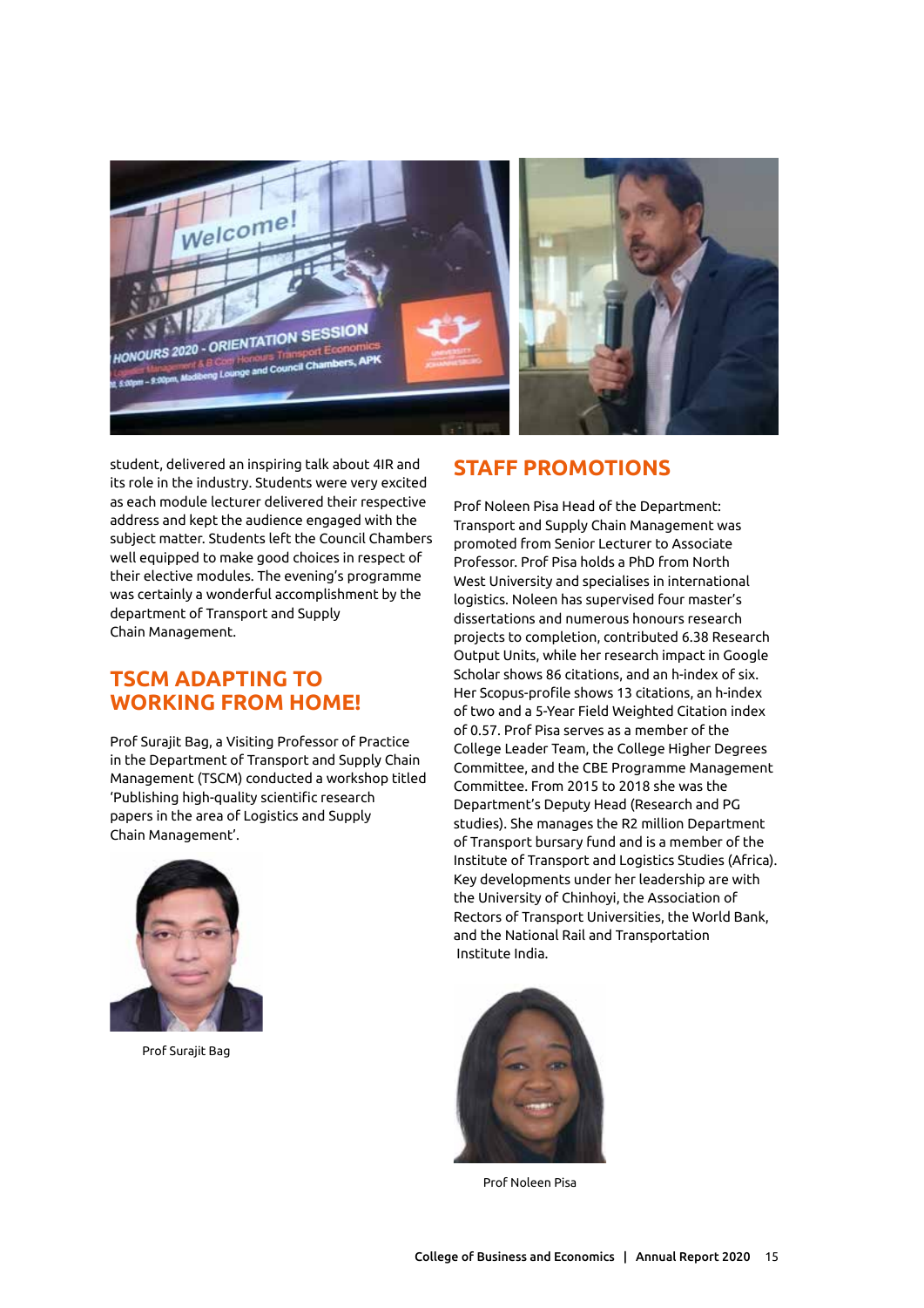student, delivered an inspiring talk about 4IR and its role in the industry. Students were very excited as each module lecturer delivered their respective address and kept the audience engaged with the subject matter. Students left the Council Chambers well equipped to make good choices in respect of their elective modules. The evening's programme was certainly a wonderful accomplishment by the department of Transport and Supply Chain Management.

## TSCM ADAPTING TO WORKING FROM HOME!

Prof Surajit Bag, a Visiting Professor of Practice in the Department of Transport and Supply Chain Management (TSCM) conducted a workshop titled 'Publishing high-quality scientific research papers in the area of Logistics and Supply Chain Management'.

Prof Surajit Bag

## STAFF PROMOTIONS

Prof Noleen Pisa Head of the Department: Transport and Supply Chain Management was promoted from Senior Lecturer to Associate Professor. Prof Pisa holds a PhD from North West University and specialises in international logistics. Noleen has supervised four master's dissertations and numerous honours research projects to completion, contributed 6.38 Research Output Units, while her research impact in Google Scholar shows 86 citations, and an h-index of six. Her Scopus-profile shows 13 citations, an h-index of two and a 5-Year Field Weighted Citation index of 0.57. Prof Pisa serves as a member of the College Leader Team, the College Higher Degrees Committee, and the CBE Programme Management Committee. From 2015 to 2018 she was the Department's Deputy Head (Research and PG studies). She manages the R2 million Department of Transport bursary fund and is a member of the Institute of Transport and Logistics Studies (Africa). Key developments under her leadership are with the University of Chinhoyi, the Association of Rectors of Transport Universities, the World Bank, and the National Rail and Transportation Institute India.

Prof Noleen Pisa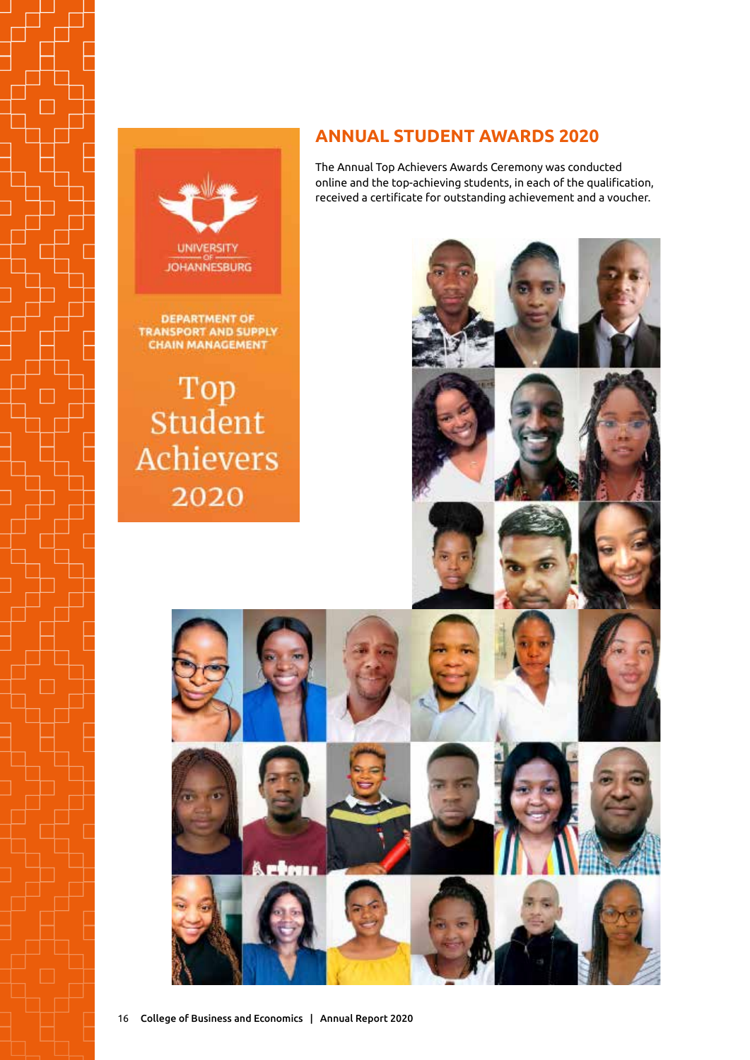UNIVERSITY OF JOHANNESBURG

DEPARTMENT OF TRANSPORT AND SUPPLY CHAIN MANAGEMENT

Top Student Achievers 2020

## ANNUAL STUDENT AWARDS 2020

The Annual Top Achievers Awards Ceremony was conducted online and the top-achieving students, in each of the qualification, received a certificate for outstanding achievement and a voucher.